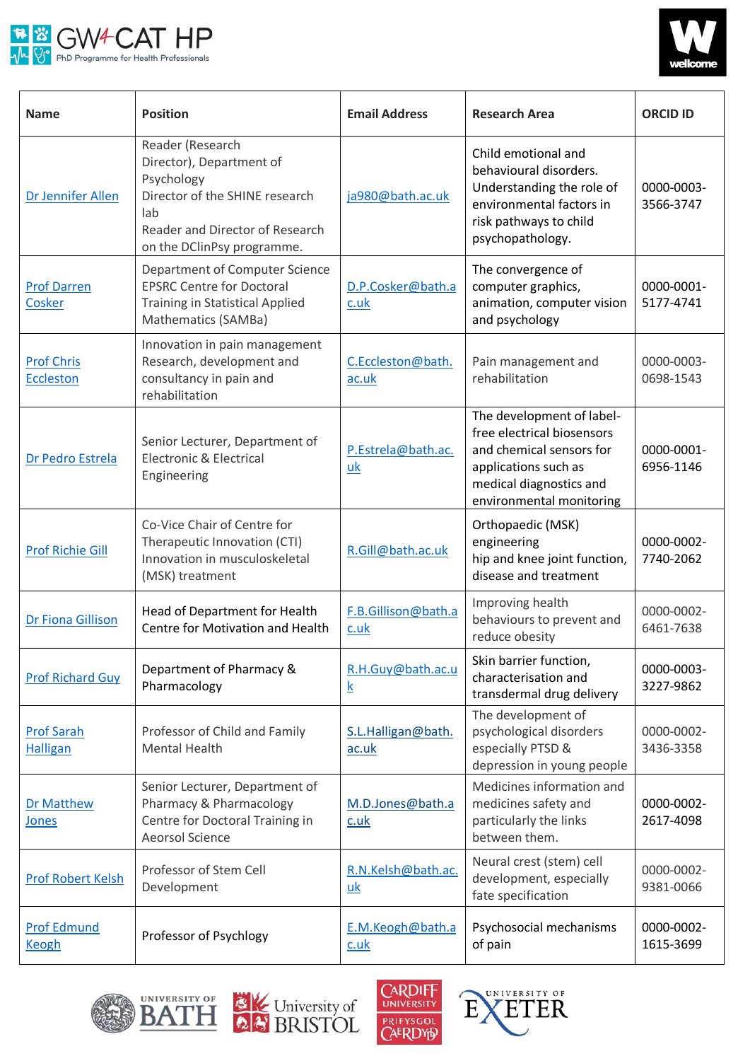# GW4 CAT HP
PhD Programme for Health Professionals

| Name | Position | Email Address | Research Area | ORCID ID |
|---|---|---|---|---|
| Dr Jennifer Allen | Reader (Research Director), Department of Psychology<br>Director of the SHINE research lab<br>Reader and Director of Research on the DClinPsy programme. | ja980@bath.ac.uk | Child emotional and behavioural disorders. Understanding the role of environmental factors in risk pathways to child psychopathology. | 0000-0003-3566-3747 |
| Prof Darren Cosker | Department of Computer Science<br>EPSRC Centre for Doctoral Training in Statistical Applied Mathematics (SAMBa) | D.P.Cosker@bath.ac.uk | The convergence of computer graphics, animation, computer vision and psychology | 0000-0001-5177-4741 |
| Prof Chris Eccleston | Innovation in pain management Research, development and consultancy in pain and rehabilitation | C.Eccleston@bath.ac.uk | Pain management and rehabilitation | 0000-0003-0698-1543 |
| Dr Pedro Estrela | Senior Lecturer, Department of Electronic & Electrical Engineering | P.Estrela@bath.ac.uk | The development of label-free electrical biosensors and chemical sensors for applications such as medical diagnostics and environmental monitoring | 0000-0001-6956-1146 |
| Prof Richie Gill | Co-Vice Chair of Centre for Therapeutic Innovation (CTI)<br>Innovation in musculoskeletal (MSK) treatment | R.Gill@bath.ac.uk | Orthopaedic (MSK) engineering<br>hip and knee joint function, disease and treatment | 0000-0002-7740-2062 |
| Dr Fiona Gillison | Head of Department for Health<br>Centre for Motivation and Health | F.B.Gillison@bath.ac.uk | Improving health behaviours to prevent and reduce obesity | 0000-0002-6461-7638 |
| Prof Richard Guy | Department of Pharmacy & Pharmacology | R.H.Guy@bath.ac.uk | Skin barrier function, characterisation and transdermal drug delivery | 0000-0003-3227-9862 |
| Prof Sarah Halligan | Professor of Child and Family Mental Health | S.L.Halligan@bath.ac.uk | The development of psychological disorders especially PTSD & depression in young people | 0000-0002-3436-3358 |
| Dr Matthew Jones | Senior Lecturer, Department of Pharmacy & Pharmacology<br>Centre for Doctoral Training in Aeorsol Science | M.D.Jones@bath.ac.uk | Medicines information and medicines safety and particularly the links between them. | 0000-0002-2617-4098 |
| Prof Robert Kelsh | Professor of Stem Cell Development | R.N.Kelsh@bath.ac.uk | Neural crest (stem) cell development, especially fate specification | 0000-0002-9381-0066 |
| Prof Edmund Keogh | Professor of Psychlogy | E.M.Keogh@bath.ac.uk | Psychosocial mechanisms of pain | 0000-0002-1615-3699 |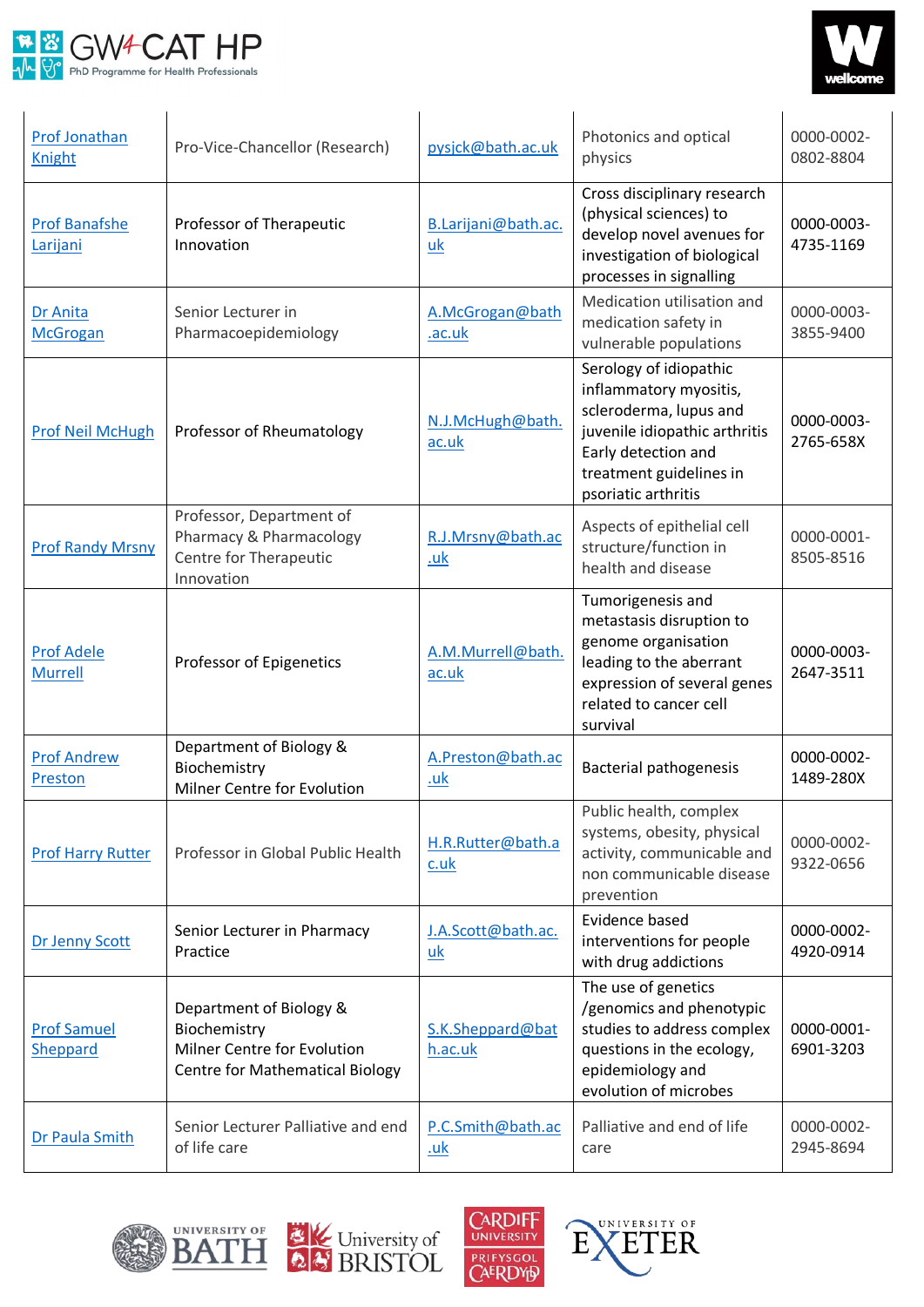| Prof Jonathan Knight | Pro-Vice-Chancellor (Research) | pysjck@bath.ac.uk | Photonics and optical physics | 0000-0002-0802-8804 |
|---|---|---|---|---|
| Prof Banafshe Larijani | Professor of Therapeutic Innovation | B.Larijani@bath.ac.uk | Cross disciplinary research (physical sciences) to develop novel avenues for investigation of biological processes in signalling | 0000-0003-4735-1169 |
| Dr Anita McGrogan | Senior Lecturer in Pharmacoepidemiology | A.McGrogan@bath.ac.uk | Medication utilisation and medication safety in vulnerable populations | 0000-0003-3855-9400 |
| Prof Neil McHugh | Professor of Rheumatology | N.J.McHugh@bath.ac.uk | Serology of idiopathic inflammatory myositis, scleroderma, lupus and juvenile idiopathic arthritis Early detection and treatment guidelines in psoriatic arthritis | 0000-0003-2765-658X |
| Prof Randy Mrsny | Professor, Department of Pharmacy & Pharmacology Centre for Therapeutic Innovation | R.J.Mrsny@bath.ac.uk | Aspects of epithelial cell structure/function in health and disease | 0000-0001-8505-8516 |
| Prof Adele Murrell | Professor of Epigenetics | A.M.Murrell@bath.ac.uk | Tumorigenesis and metastasis disruption to genome organisation leading to the aberrant expression of several genes related to cancer cell survival | 0000-0003-2647-3511 |
| Prof Andrew Preston | Department of Biology & Biochemistry Milner Centre for Evolution | A.Preston@bath.ac.uk | Bacterial pathogenesis | 0000-0002-1489-280X |
| Prof Harry Rutter | Professor in Global Public Health | H.R.Rutter@bath.ac.uk | Public health, complex systems, obesity, physical activity, communicable and non communicable disease prevention | 0000-0002-9322-0656 |
| Dr Jenny Scott | Senior Lecturer in Pharmacy Practice | J.A.Scott@bath.ac.uk | Evidence based interventions for people with drug addictions | 0000-0002-4920-0914 |
| Prof Samuel Sheppard | Department of Biology & Biochemistry Milner Centre for Evolution Centre for Mathematical Biology | S.K.Sheppard@bath.ac.uk | The use of genetics /genomics and phenotypic studies to address complex questions in the ecology, epidemiology and evolution of microbes | 0000-0001-6901-3203 |
| Dr Paula Smith | Senior Lecturer Palliative and end of life care | P.C.Smith@bath.ac.uk | Palliative and end of life care | 0000-0002-2945-8694 |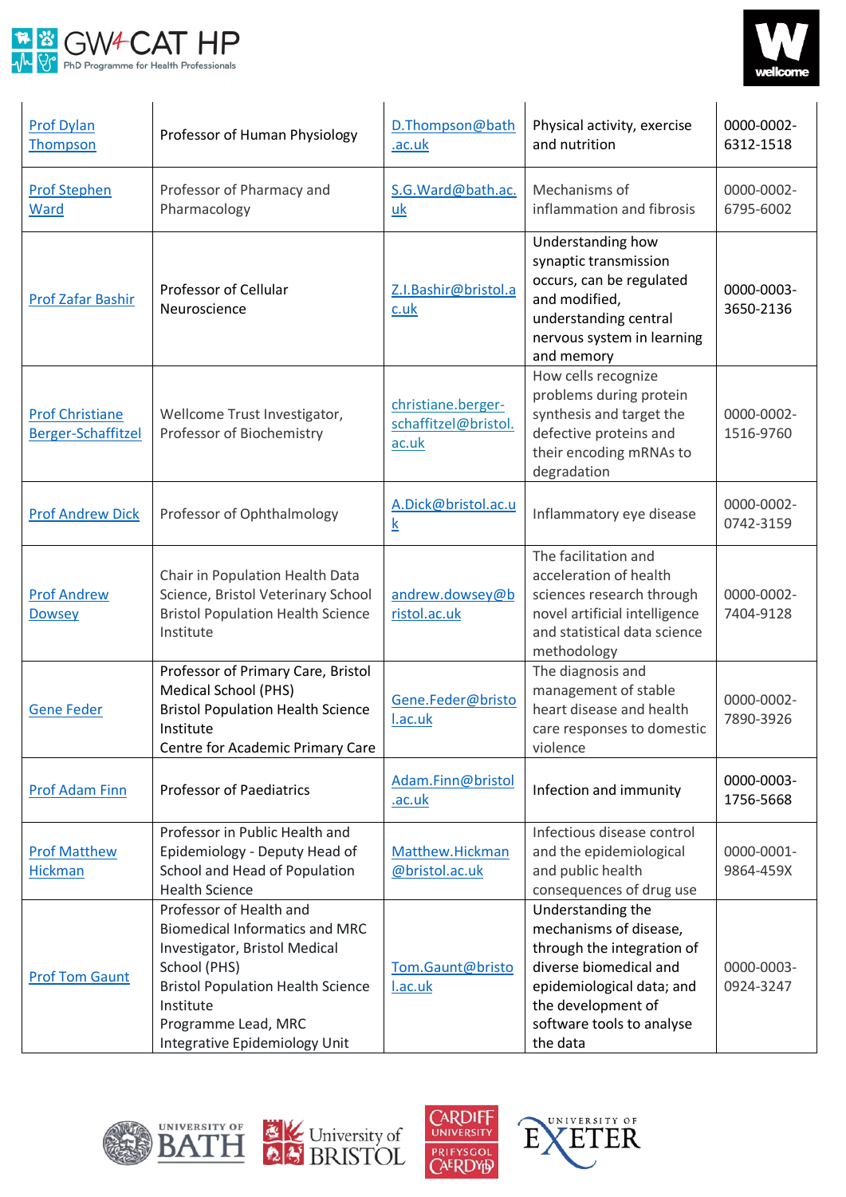| | | | | |
|---|---|---|---|---|
| Prof Dylan Thompson | Professor of Human Physiology | D.Thompson@bath.ac.uk | Physical activity, exercise and nutrition | 0000-0002-6312-1518 |
| Prof Stephen Ward | Professor of Pharmacy and Pharmacology | S.G.Ward@bath.ac.uk | Mechanisms of inflammation and fibrosis | 0000-0002-6795-6002 |
| Prof Zafar Bashir | Professor of Cellular Neuroscience | Z.I.Bashir@bristol.ac.uk | Understanding how synaptic transmission occurs, can be regulated and modified, understanding central nervous system in learning and memory | 0000-0003-3650-2136 |
| Prof Christiane Berger-Schaffitzel | Wellcome Trust Investigator, Professor of Biochemistry | christiane.berger-schaffitzel@bristol.ac.uk | How cells recognize problems during protein synthesis and target the defective proteins and their encoding mRNAs to degradation | 0000-0002-1516-9760 |
| Prof Andrew Dick | Professor of Ophthalmology | A.Dick@bristol.ac.uk | Inflammatory eye disease | 0000-0002-0742-3159 |
| Prof Andrew Dowsey | Chair in Population Health Data Science, Bristol Veterinary School Bristol Population Health Science Institute | andrew.dowsey@bristol.ac.uk | The facilitation and acceleration of health sciences research through novel artificial intelligence and statistical data science methodology | 0000-0002-7404-9128 |
| Gene Feder | Professor of Primary Care, Bristol Medical School (PHS)<br>Bristol Population Health Science Institute<br>Centre for Academic Primary Care | Gene.Feder@bristol.ac.uk | The diagnosis and management of stable heart disease and health care responses to domestic violence | 0000-0002-7890-3926 |
| Prof Adam Finn | Professor of Paediatrics | Adam.Finn@bristol.ac.uk | Infection and immunity | 0000-0003-1756-5668 |
| Prof Matthew Hickman | Professor in Public Health and Epidemiology - Deputy Head of School and Head of Population Health Science | Matthew.Hickman@bristol.ac.uk | Infectious disease control and the epidemiological and public health consequences of drug use | 0000-0001-9864-459X |
| Prof Tom Gaunt | Professor of Health and Biomedical Informatics and MRC Investigator, Bristol Medical School (PHS)<br>Bristol Population Health Science Institute<br>Programme Lead, MRC Integrative Epidemiology Unit | Tom.Gaunt@bristol.ac.uk | Understanding the mechanisms of disease, through the integration of diverse biomedical and epidemiological data; and the development of software tools to analyse the data | 0000-0003-0924-3247 |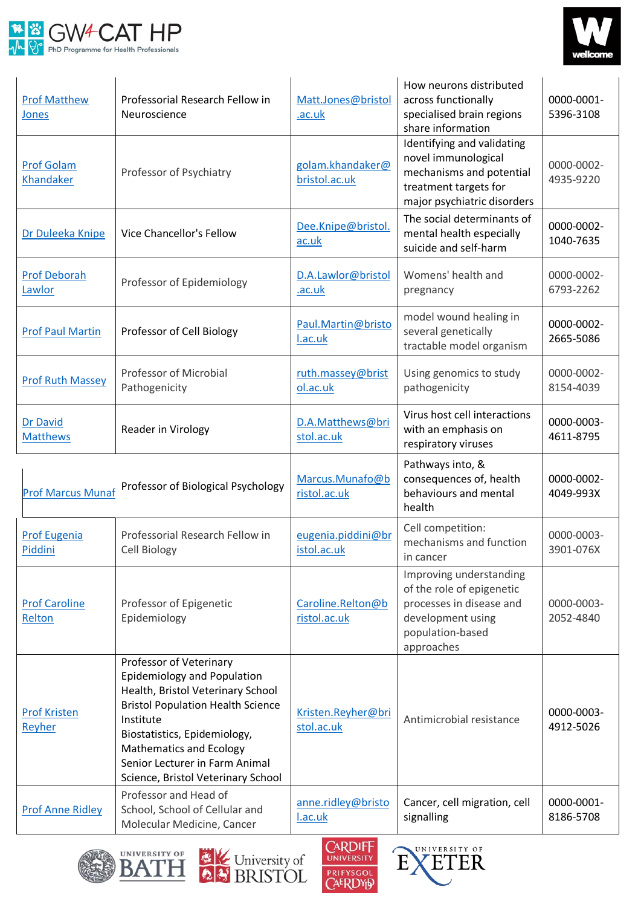| Prof Matthew Jones | Professorial Research Fellow in Neuroscience | Matt.Jones@bristol.ac.uk | How neurons distributed across functionally specialised brain regions share information | 0000-0001-5396-3108 |
|---|---|---|---|---|
| Prof Golam Khandaker | Professor of Psychiatry | golam.khandaker@bristol.ac.uk | Identifying and validating novel immunological mechanisms and potential treatment targets for major psychiatric disorders | 0000-0002-4935-9220 |
| Dr Duleeka Knipe | Vice Chancellor's Fellow | Dee.Knipe@bristol.ac.uk | The social determinants of mental health especially suicide and self-harm | 0000-0002-1040-7635 |
| Prof Deborah Lawlor | Professor of Epidemiology | D.A.Lawlor@bristol.ac.uk | Womens' health and pregnancy | 0000-0002-6793-2262 |
| Prof Paul Martin | Professor of Cell Biology | Paul.Martin@bristol.ac.uk | model wound healing in several genetically tractable model organism | 0000-0002-2665-5086 |
| Prof Ruth Massey | Professor of Microbial Pathogenicity | ruth.massey@bristol.ac.uk | Using genomics to study pathogenicity | 0000-0002-8154-4039 |
| Dr David Matthews | Reader in Virology | D.A.Matthews@bristol.ac.uk | Virus host cell interactions with an emphasis on respiratory viruses | 0000-0003-4611-8795 |
| Prof Marcus Munaf | Professor of Biological Psychology | Marcus.Munafo@bristol.ac.uk | Pathways into, & consequences of, health behaviours and mental health | 0000-0002-4049-993X |
| Prof Eugenia Piddini | Professorial Research Fellow in Cell Biology | eugenia.piddini@bristol.ac.uk | Cell competition: mechanisms and function in cancer | 0000-0003-3901-076X |
| Prof Caroline Relton | Professor of Epigenetic Epidemiology | Caroline.Relton@bristol.ac.uk | Improving understanding of the role of epigenetic processes in disease and development using population-based approaches | 0000-0003-2052-4840 |
| Prof Kristen Reyher | Professor of Veterinary Epidemiology and Population Health, Bristol Veterinary School Bristol Population Health Science Institute Biostatistics, Epidemiology, Mathematics and Ecology Senior Lecturer in Farm Animal Science, Bristol Veterinary School | Kristen.Reyher@bristol.ac.uk | Antimicrobial resistance | 0000-0003-4912-5026 |
| Prof Anne Ridley | Professor and Head of School, School of Cellular and Molecular Medicine, Cancer | anne.ridley@bristol.ac.uk | Cancer, cell migration, cell signalling | 0000-0001-8186-5708 |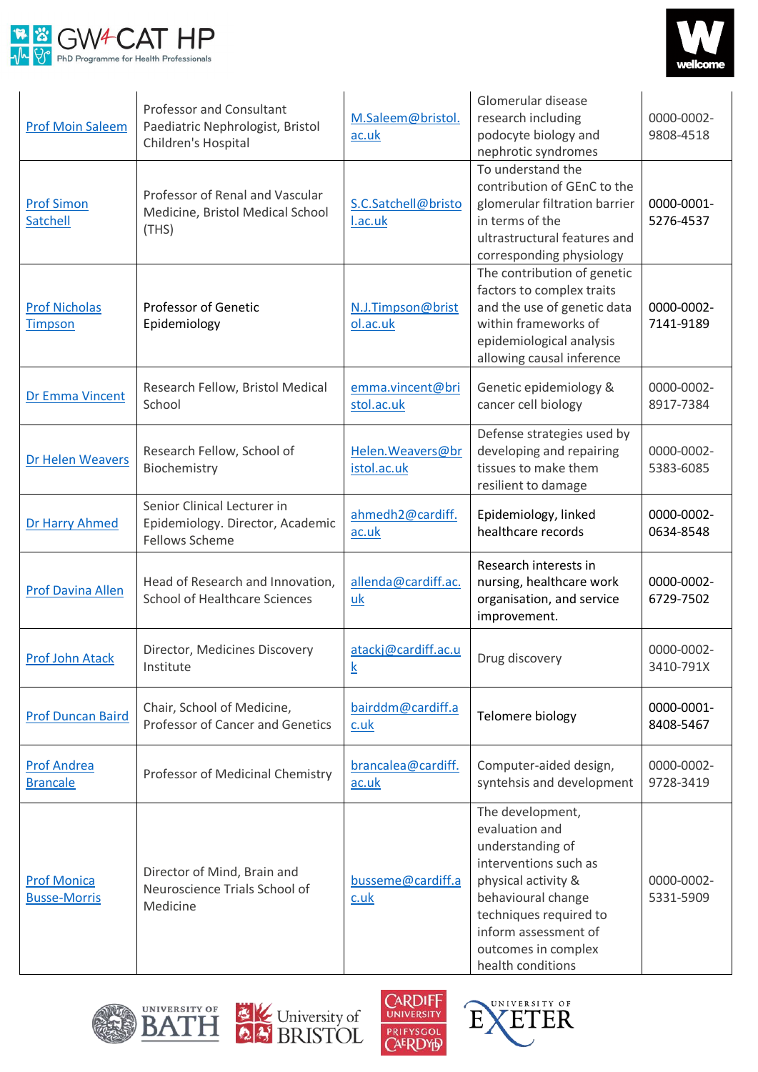| | | | | |
|---|---|---|---|---|
| Prof Moin Saleem | Professor and Consultant Paediatric Nephrologist, Bristol Children's Hospital | M.Saleem@bristol.ac.uk | Glomerular disease research including podocyte biology and nephrotic syndromes | 0000-0002-9808-4518 |
| Prof Simon Satchell | Professor of Renal and Vascular Medicine, Bristol Medical School (THS) | S.C.Satchell@bristol.ac.uk | To understand the contribution of GEnC to the glomerular filtration barrier in terms of the ultrastructural features and corresponding physiology | 0000-0001-5276-4537 |
| Prof Nicholas Timpson | Professor of Genetic Epidemiology | N.J.Timpson@bristol.ac.uk | The contribution of genetic factors to complex traits and the use of genetic data within frameworks of epidemiological analysis allowing causal inference | 0000-0002-7141-9189 |
| Dr Emma Vincent | Research Fellow, Bristol Medical School | emma.vincent@bristol.ac.uk | Genetic epidemiology & cancer cell biology | 0000-0002-8917-7384 |
| Dr Helen Weavers | Research Fellow, School of Biochemistry | Helen.Weavers@bristol.ac.uk | Defense strategies used by developing and repairing tissues to make them resilient to damage | 0000-0002-5383-6085 |
| Dr Harry Ahmed | Senior Clinical Lecturer in Epidemiology. Director, Academic Fellows Scheme | ahmedh2@cardiff.ac.uk | Epidemiology, linked healthcare records | 0000-0002-0634-8548 |
| Prof Davina Allen | Head of Research and Innovation, School of Healthcare Sciences | allenda@cardiff.ac.uk | Research interests in nursing, healthcare work organisation, and service improvement. | 0000-0002-6729-7502 |
| Prof John Atack | Director, Medicines Discovery Institute | atackj@cardiff.ac.uk | Drug discovery | 0000-0002-3410-791X |
| Prof Duncan Baird | Chair, School of Medicine, Professor of Cancer and Genetics | bairddm@cardiff.ac.uk | Telomere biology | 0000-0001-8408-5467 |
| Prof Andrea Brancale | Professor of Medicinal Chemistry | brancalea@cardiff.ac.uk | Computer-aided design, syntehsis and development | 0000-0002-9728-3419 |
| Prof Monica Busse-Morris | Director of Mind, Brain and Neuroscience Trials School of Medicine | busseme@cardiff.ac.uk | The development, evaluation and understanding of interventions such as physical activity & behavioural change techniques required to inform assessment of outcomes in complex health conditions | 0000-0002-5331-5909 |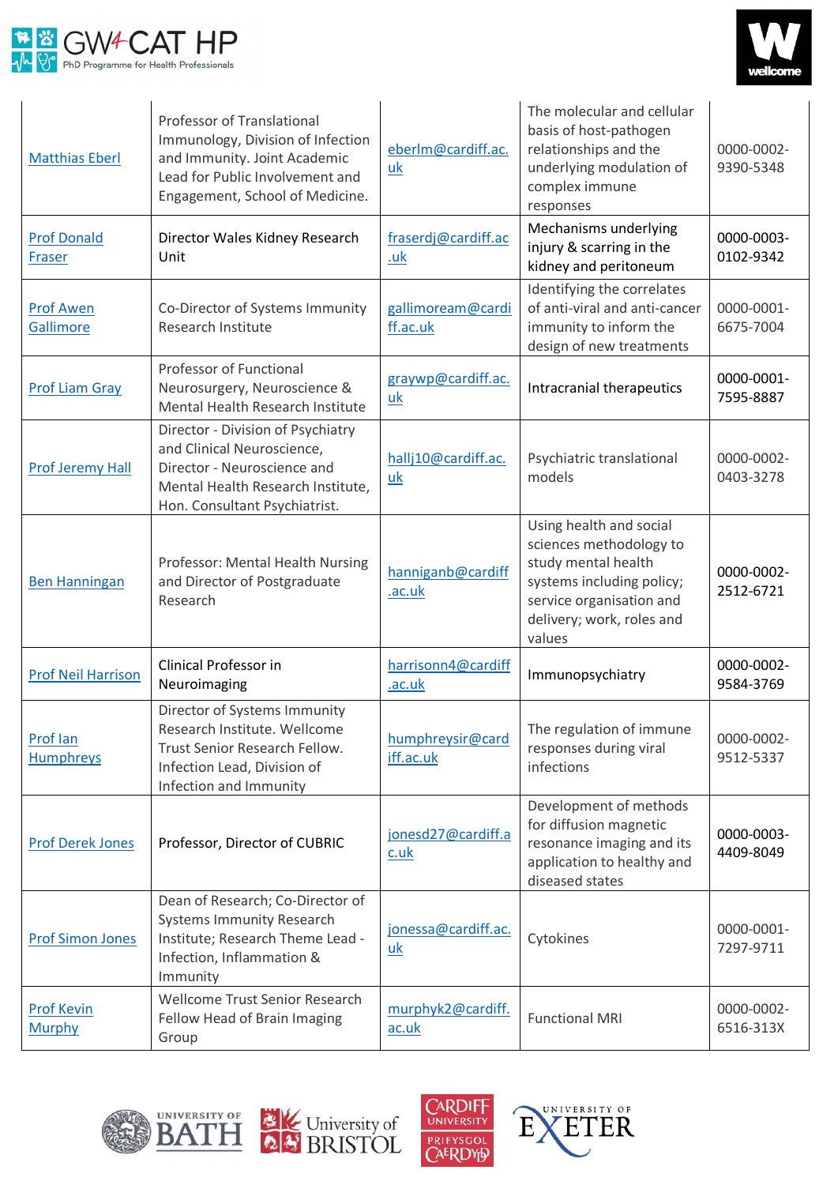| | | | | |
|---|---|---|---|---|
| Matthias Eberl | Professor of Translational Immunology, Division of Infection and Immunity. Joint Academic Lead for Public Involvement and Engagement, School of Medicine. | eberlm@cardiff.ac.uk | The molecular and cellular basis of host-pathogen relationships and the underlying modulation of complex immune responses | 0000-0002-9390-5348 |
| Prof Donald Fraser | Director Wales Kidney Research Unit | fraserdj@cardiff.ac.uk | Mechanisms underlying injury & scarring in the kidney and peritoneum | 0000-0003-0102-9342 |
| Prof Awen Gallimore | Co-Director of Systems Immunity Research Institute | gallimoream@cardiff.ac.uk | Identifying the correlates of anti-viral and anti-cancer immunity to inform the design of new treatments | 0000-0001-6675-7004 |
| Prof Liam Gray | Professor of Functional Neurosurgery, Neuroscience & Mental Health Research Institute | graywp@cardiff.ac.uk | Intracranial therapeutics | 0000-0001-7595-8887 |
| Prof Jeremy Hall | Director - Division of Psychiatry and Clinical Neuroscience, Director - Neuroscience and Mental Health Research Institute, Hon. Consultant Psychiatrist. | hallj10@cardiff.ac.uk | Psychiatric translational models | 0000-0002-0403-3278 |
| Ben Hanningan | Professor: Mental Health Nursing and Director of Postgraduate Research | hanniganb@cardiff.ac.uk | Using health and social sciences methodology to study mental health systems including policy; service organisation and delivery; work, roles and values | 0000-0002-2512-6721 |
| Prof Neil Harrison | Clinical Professor in Neuroimaging | harrisonn4@cardiff.ac.uk | Immunopsychiatry | 0000-0002-9584-3769 |
| Prof Ian Humphreys | Director of Systems Immunity Research Institute. Wellcome Trust Senior Research Fellow. Infection Lead, Division of Infection and Immunity | humphreysir@cardiff.ac.uk | The regulation of immune responses during viral infections | 0000-0002-9512-5337 |
| Prof Derek Jones | Professor, Director of CUBRIC | jonesd27@cardiff.ac.uk | Development of methods for diffusion magnetic resonance imaging and its application to healthy and diseased states | 0000-0003-4409-8049 |
| Prof Simon Jones | Dean of Research; Co-Director of Systems Immunity Research Institute; Research Theme Lead - Infection, Inflammation & Immunity | jonessa@cardiff.ac.uk | Cytokines | 0000-0001-7297-9711 |
| Prof Kevin Murphy | Wellcome Trust Senior Research Fellow Head of Brain Imaging Group | murphyk2@cardiff.ac.uk | Functional MRI | 0000-0002-6516-313X |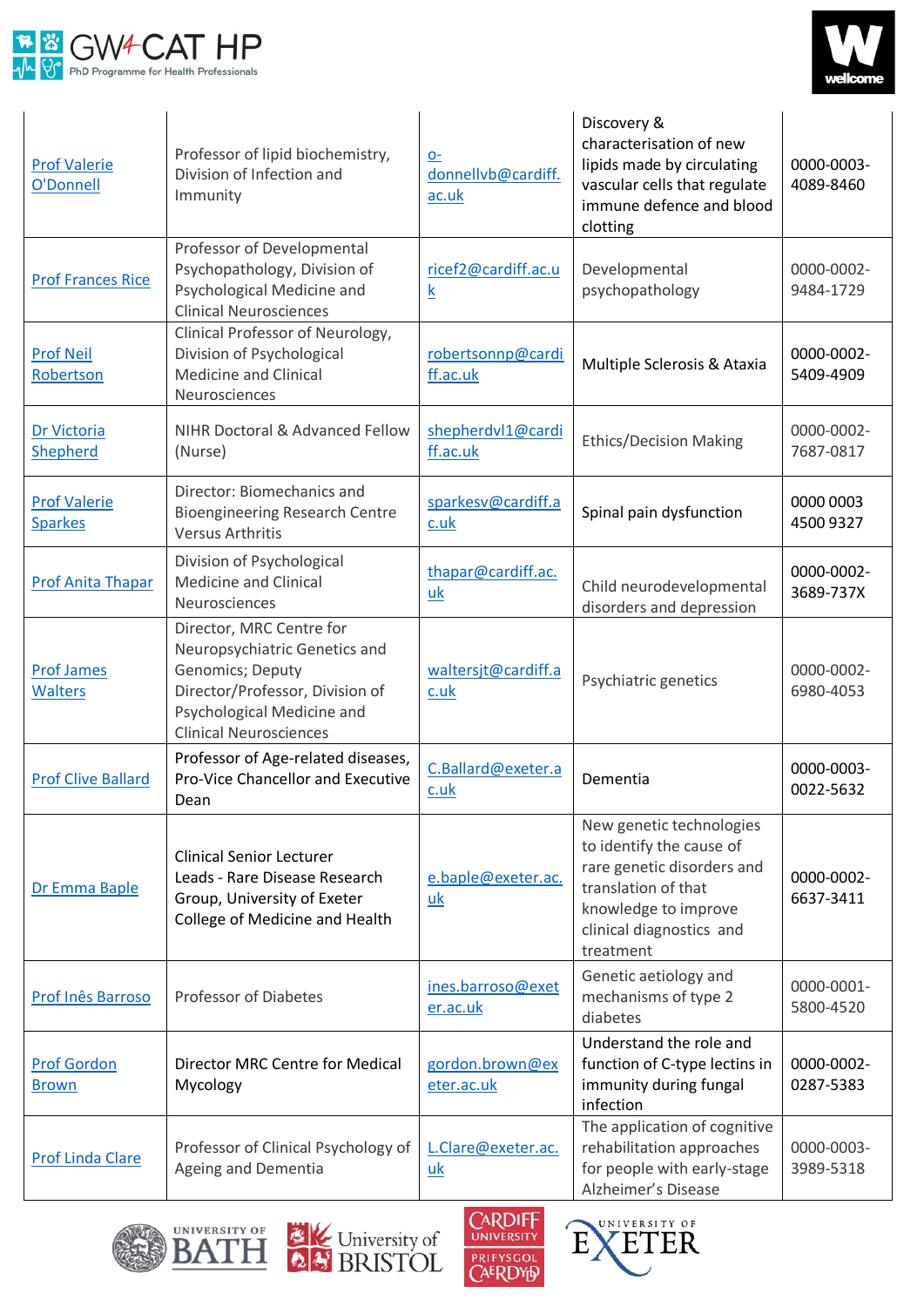| | | | | |
|---|---|---|---|---|
| Prof Valerie O'Donnell | Professor of lipid biochemistry, Division of Infection and Immunity | o-donnellvb@cardiff.ac.uk | Discovery & characterisation of new lipids made by circulating vascular cells that regulate immune defence and blood clotting | 0000-0003-4089-8460 |
| Prof Frances Rice | Professor of Developmental Psychopathology, Division of Psychological Medicine and Clinical Neurosciences | ricef2@cardiff.ac.uk | Developmental psychopathology | 0000-0002-9484-1729 |
| Prof Neil Robertson | Clinical Professor of Neurology, Division of Psychological Medicine and Clinical Neurosciences | robertsonnp@cardiff.ac.uk | Multiple Sclerosis & Ataxia | 0000-0002-5409-4909 |
| Dr Victoria Shepherd | NIHR Doctoral & Advanced Fellow (Nurse) | shepherdvl1@cardiff.ac.uk | Ethics/Decision Making | 0000-0002-7687-0817 |
| Prof Valerie Sparkes | Director: Biomechanics and Bioengineering Research Centre Versus Arthritis | sparkesv@cardiff.ac.uk | Spinal pain dysfunction | 0000 0003 4500 9327 |
| Prof Anita Thapar | Division of Psychological Medicine and Clinical Neurosciences | thapar@cardiff.ac.uk | Child neurodevelopmental disorders and depression | 0000-0002-3689-737X |
| Prof James Walters | Director, MRC Centre for Neuropsychiatric Genetics and Genomics; Deputy Director/Professor, Division of Psychological Medicine and Clinical Neurosciences | waltersjt@cardiff.ac.uk | Psychiatric genetics | 0000-0002-6980-4053 |
| Prof Clive Ballard | Professor of Age-related diseases, Pro-Vice Chancellor and Executive Dean | C.Ballard@exeter.ac.uk | Dementia | 0000-0003-0022-5632 |
| Dr Emma Baple | Clinical Senior Lecturer Leads - Rare Disease Research Group, University of Exeter College of Medicine and Health | e.baple@exeter.ac.uk | New genetic technologies to identify the cause of rare genetic disorders and translation of that knowledge to improve clinical diagnostics and treatment | 0000-0002-6637-3411 |
| Prof Inês Barroso | Professor of Diabetes | ines.barroso@exeter.ac.uk | Genetic aetiology and mechanisms of type 2 diabetes | 0000-0001-5800-4520 |
| Prof Gordon Brown | Director MRC Centre for Medical Mycology | gordon.brown@exeter.ac.uk | Understand the role and function of C-type lectins in immunity during fungal infection | 0000-0002-0287-5383 |
| Prof Linda Clare | Professor of Clinical Psychology of Ageing and Dementia | L.Clare@exeter.ac.uk | The application of cognitive rehabilitation approaches for people with early-stage Alzheimer's Disease | 0000-0003-3989-5318 |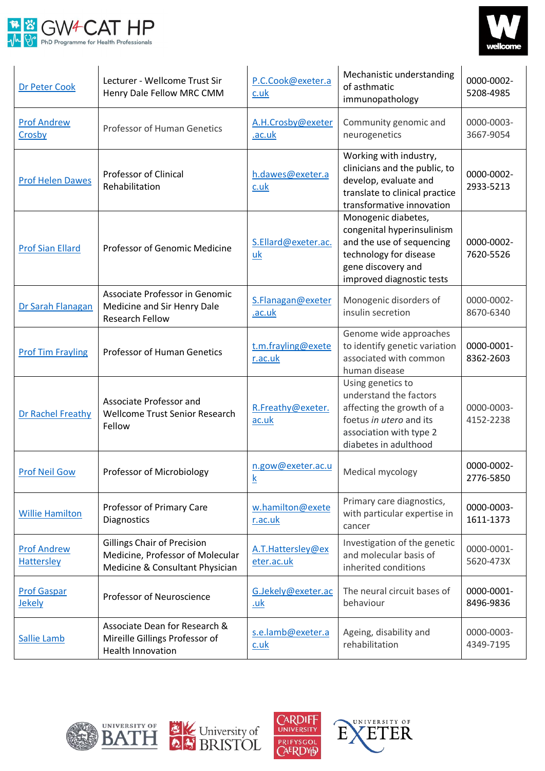| | | | | |
|---|---|---|---|---|
| Dr Peter Cook | Lecturer - Wellcome Trust Sir Henry Dale Fellow MRC CMM | P.C.Cook@exeter.ac.uk | Mechanistic understanding of asthmatic immunopathology | 0000-0002-5208-4985 |
| Prof Andrew Crosby | Professor of Human Genetics | A.H.Crosby@exeter.ac.uk | Community genomic and neurogenetics | 0000-0003-3667-9054 |
| Prof Helen Dawes | Professor of Clinical Rehabilitation | h.dawes@exeter.ac.uk | Working with industry, clinicians and the public, to develop, evaluate and translate to clinical practice transformative innovation | 0000-0002-2933-5213 |
| Prof Sian Ellard | Professor of Genomic Medicine | S.Ellard@exeter.ac.uk | Monogenic diabetes, congenital hyperinsulinism and the use of sequencing technology for disease gene discovery and improved diagnostic tests | 0000-0002-7620-5526 |
| Dr Sarah Flanagan | Associate Professor in Genomic Medicine and Sir Henry Dale Research Fellow | S.Flanagan@exeter.ac.uk | Monogenic disorders of insulin secretion | 0000-0002-8670-6340 |
| Prof Tim Frayling | Professor of Human Genetics | t.m.frayling@exeter.ac.uk | Genome wide approaches to identify genetic variation associated with common human disease | 0000-0001-8362-2603 |
| Dr Rachel Freathy | Associate Professor and Wellcome Trust Senior Research Fellow | R.Freathy@exeter.ac.uk | Using genetics to understand the factors affecting the growth of a foetus *in utero* and its association with type 2 diabetes in adulthood | 0000-0003-4152-2238 |
| Prof Neil Gow | Professor of Microbiology | n.gow@exeter.ac.uk | Medical mycology | 0000-0002-2776-5850 |
| Willie Hamilton | Professor of Primary Care Diagnostics | w.hamilton@exeter.ac.uk | Primary care diagnostics, with particular expertise in cancer | 0000-0003-1611-1373 |
| Prof Andrew Hattersley | Gillings Chair of Precision Medicine, Professor of Molecular Medicine & Consultant Physician | A.T.Hattersley@exeter.ac.uk | Investigation of the genetic and molecular basis of inherited conditions | 0000-0001-5620-473X |
| Prof Gaspar Jekely | Professor of Neuroscience | G.Jekely@exeter.ac.uk | The neural circuit bases of behaviour | 0000-0001-8496-9836 |
| Sallie Lamb | Associate Dean for Research & Mireille Gillings Professor of Health Innovation | s.e.lamb@exeter.ac.uk | Ageing, disability and rehabilitation | 0000-0003-4349-7195 |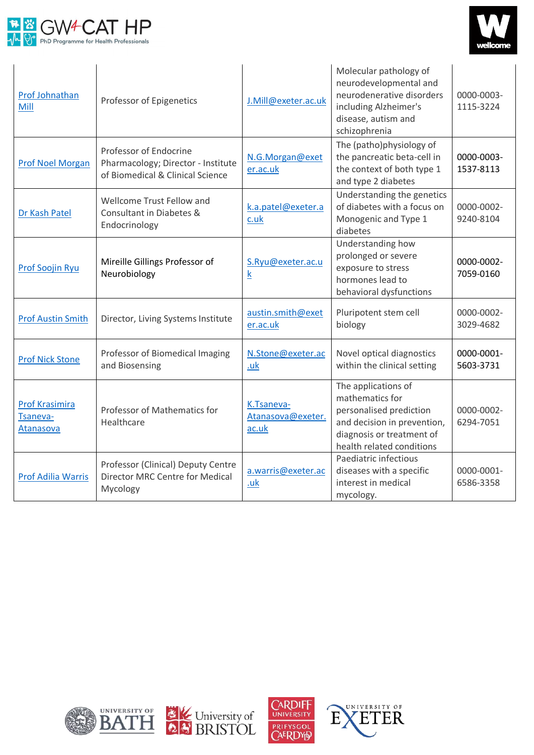| | | | | |
|---|---|---|---|---|
| Prof Johnathan Mill | Professor of Epigenetics | J.Mill@exeter.ac.uk | Molecular pathology of neurodevelopmental and neurodegenerative disorders including Alzheimer's disease, autism and schizophrenia | 0000-0003-1115-3224 |
| Prof Noel Morgan | Professor of Endocrine Pharmacology; Director - Institute of Biomedical & Clinical Science | N.G.Morgan@exeter.ac.uk | The (patho)physiology of the pancreatic beta-cell in the context of both type 1 and type 2 diabetes | 0000-0003-1537-8113 |
| Dr Kash Patel | Wellcome Trust Fellow and Consultant in Diabetes & Endocrinology | k.a.patel@exeter.ac.uk | Understanding the genetics of diabetes with a focus on Monogenic and Type 1 diabetes | 0000-0002-9240-8104 |
| Prof Soojin Ryu | Mireille Gillings Professor of Neurobiology | S.Ryu@exeter.ac.uk | Understanding how prolonged or severe exposure to stress hormones lead to behavioral dysfunctions | 0000-0002-7059-0160 |
| Prof Austin Smith | Director, Living Systems Institute | austin.smith@exeter.ac.uk | Pluripotent stem cell biology | 0000-0002-3029-4682 |
| Prof Nick Stone | Professor of Biomedical Imaging and Biosensing | N.Stone@exeter.ac.uk | Novel optical diagnostics within the clinical setting | 0000-0001-5603-3731 |
| Prof Krasimira Tsaneva-Atanasova | Professor of Mathematics for Healthcare | K.Tsaneva-Atanasova@exeter.ac.uk | The applications of mathematics for personalised prediction and decision in prevention, diagnosis or treatment of health related conditions | 0000-0002-6294-7051 |
| Prof Adilia Warris | Professor (Clinical) Deputy Centre Director MRC Centre for Medical Mycology | a.warris@exeter.ac.uk | Paediatric infectious diseases with a specific interest in medical mycology. | 0000-0001-6586-3358 |